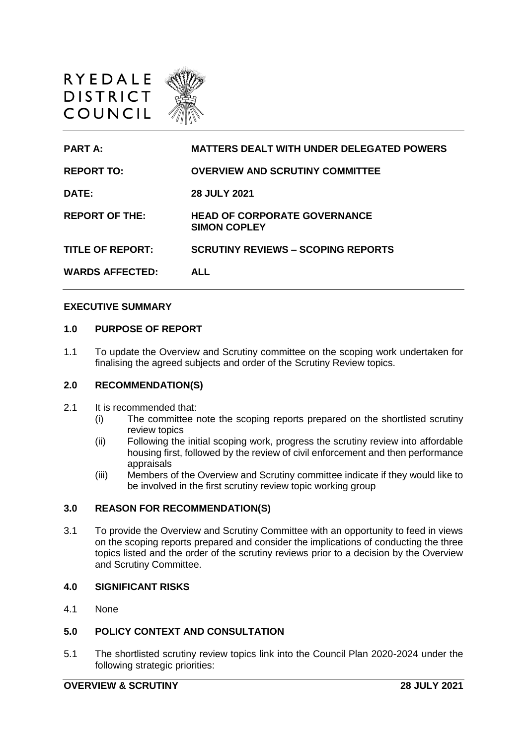RYEDALE
DISTRICT
COUNCIL

| | |
|---|---|
| **PART A:** | **MATTERS DEALT WITH UNDER DELEGATED POWERS** |
| **REPORT TO:** | **OVERVIEW AND SCRUTINY COMMITTEE** |
| **DATE:** | **28 JULY 2021** |
| **REPORT OF THE:** | **HEAD OF CORPORATE GOVERNANCE SIMON COPLEY** |
| **TITLE OF REPORT:** | **SCRUTINY REVIEWS – SCOPING REPORTS** |
| **WARDS AFFECTED:** | **ALL** |

**EXECUTIVE SUMMARY**

## 1.0 PURPOSE OF REPORT

1.1 To update the Overview and Scrutiny committee on the scoping work undertaken for finalising the agreed subjects and order of the Scrutiny Review topics.

## 2.0 RECOMMENDATION(S)

2.1 It is recommended that:

(i) The committee note the scoping reports prepared on the shortlisted scrutiny review topics

(ii) Following the initial scoping work, progress the scrutiny review into affordable housing first, followed by the review of civil enforcement and then performance appraisals

(iii) Members of the Overview and Scrutiny committee indicate if they would like to be involved in the first scrutiny review topic working group

## 3.0 REASON FOR RECOMMENDATION(S)

3.1 To provide the Overview and Scrutiny Committee with an opportunity to feed in views on the scoping reports prepared and consider the implications of conducting the three topics listed and the order of the scrutiny reviews prior to a decision by the Overview and Scrutiny Committee.

## 4.0 SIGNIFICANT RISKS

4.1 None

## 5.0 POLICY CONTEXT AND CONSULTATION

5.1 The shortlisted scrutiny review topics link into the Council Plan 2020-2024 under the following strategic priorities: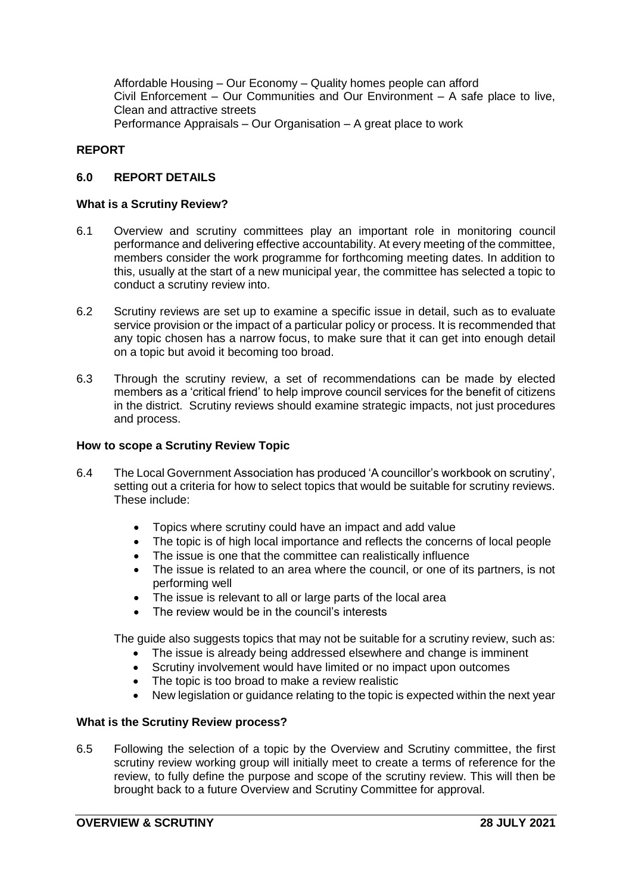Affordable Housing – Our Economy – Quality homes people can afford
Civil Enforcement – Our Communities and Our Environment – A safe place to live, Clean and attractive streets
Performance Appraisals – Our Organisation – A great place to work

## REPORT

### 6.0 REPORT DETAILS

#### What is a Scrutiny Review?

6.1 Overview and scrutiny committees play an important role in monitoring council performance and delivering effective accountability. At every meeting of the committee, members consider the work programme for forthcoming meeting dates. In addition to this, usually at the start of a new municipal year, the committee has selected a topic to conduct a scrutiny review into.

6.2 Scrutiny reviews are set up to examine a specific issue in detail, such as to evaluate service provision or the impact of a particular policy or process. It is recommended that any topic chosen has a narrow focus, to make sure that it can get into enough detail on a topic but avoid it becoming too broad.

6.3 Through the scrutiny review, a set of recommendations can be made by elected members as a 'critical friend' to help improve council services for the benefit of citizens in the district. Scrutiny reviews should examine strategic impacts, not just procedures and process.

#### How to scope a Scrutiny Review Topic

6.4 The Local Government Association has produced 'A councillor's workbook on scrutiny', setting out a criteria for how to select topics that would be suitable for scrutiny reviews. These include:

- Topics where scrutiny could have an impact and add value
- The topic is of high local importance and reflects the concerns of local people
- The issue is one that the committee can realistically influence
- The issue is related to an area where the council, or one of its partners, is not performing well
- The issue is relevant to all or large parts of the local area
- The review would be in the council's interests

The guide also suggests topics that may not be suitable for a scrutiny review, such as:

- The issue is already being addressed elsewhere and change is imminent
- Scrutiny involvement would have limited or no impact upon outcomes
- The topic is too broad to make a review realistic
- New legislation or guidance relating to the topic is expected within the next year

#### What is the Scrutiny Review process?

6.5 Following the selection of a topic by the Overview and Scrutiny committee, the first scrutiny review working group will initially meet to create a terms of reference for the review, to fully define the purpose and scope of the scrutiny review. This will then be brought back to a future Overview and Scrutiny Committee for approval.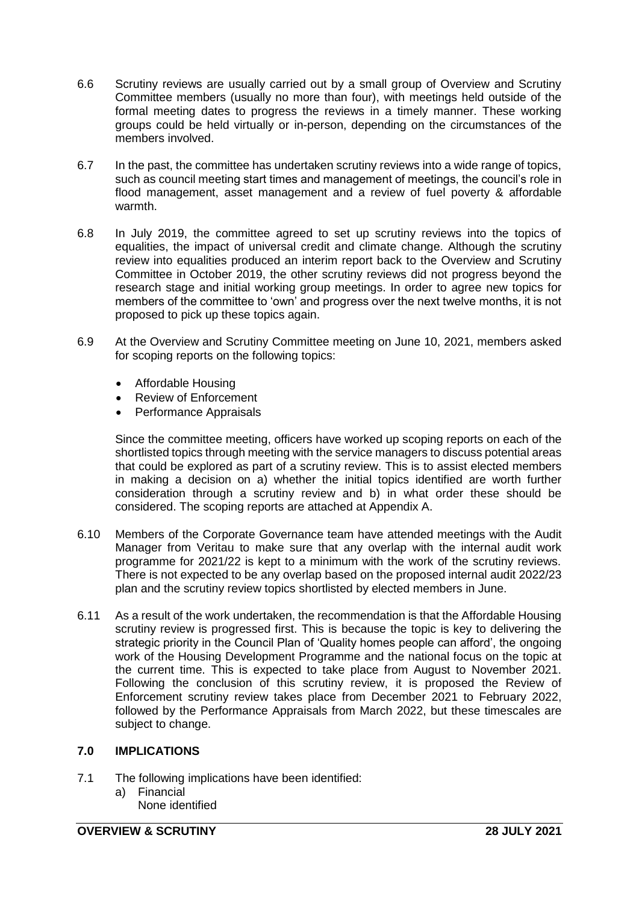6.6 Scrutiny reviews are usually carried out by a small group of Overview and Scrutiny Committee members (usually no more than four), with meetings held outside of the formal meeting dates to progress the reviews in a timely manner. These working groups could be held virtually or in-person, depending on the circumstances of the members involved.

6.7 In the past, the committee has undertaken scrutiny reviews into a wide range of topics, such as council meeting start times and management of meetings, the council's role in flood management, asset management and a review of fuel poverty & affordable warmth.

6.8 In July 2019, the committee agreed to set up scrutiny reviews into the topics of equalities, the impact of universal credit and climate change. Although the scrutiny review into equalities produced an interim report back to the Overview and Scrutiny Committee in October 2019, the other scrutiny reviews did not progress beyond the research stage and initial working group meetings. In order to agree new topics for members of the committee to 'own' and progress over the next twelve months, it is not proposed to pick up these topics again.

6.9 At the Overview and Scrutiny Committee meeting on June 10, 2021, members asked for scoping reports on the following topics:

- Affordable Housing
- Review of Enforcement
- Performance Appraisals

Since the committee meeting, officers have worked up scoping reports on each of the shortlisted topics through meeting with the service managers to discuss potential areas that could be explored as part of a scrutiny review. This is to assist elected members in making a decision on a) whether the initial topics identified are worth further consideration through a scrutiny review and b) in what order these should be considered. The scoping reports are attached at Appendix A.

6.10 Members of the Corporate Governance team have attended meetings with the Audit Manager from Veritau to make sure that any overlap with the internal audit work programme for 2021/22 is kept to a minimum with the work of the scrutiny reviews. There is not expected to be any overlap based on the proposed internal audit 2022/23 plan and the scrutiny review topics shortlisted by elected members in June.

6.11 As a result of the work undertaken, the recommendation is that the Affordable Housing scrutiny review is progressed first. This is because the topic is key to delivering the strategic priority in the Council Plan of 'Quality homes people can afford', the ongoing work of the Housing Development Programme and the national focus on the topic at the current time. This is expected to take place from August to November 2021. Following the conclusion of this scrutiny review, it is proposed the Review of Enforcement scrutiny review takes place from December 2021 to February 2022, followed by the Performance Appraisals from March 2022, but these timescales are subject to change.

## 7.0 IMPLICATIONS

7.1 The following implications have been identified:

a) Financial
None identified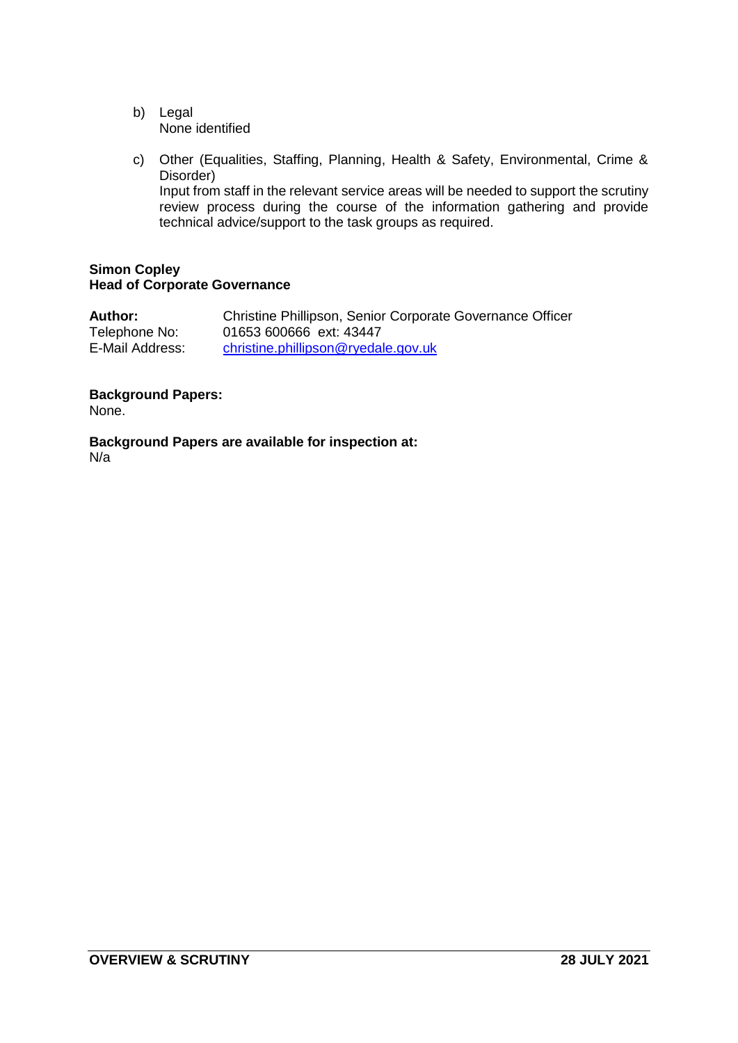b) Legal
   None identified

c) Other (Equalities, Staffing, Planning, Health & Safety, Environmental, Crime & Disorder)
   Input from staff in the relevant service areas will be needed to support the scrutiny review process during the course of the information gathering and provide technical advice/support to the task groups as required.

**Simon Copley**
**Head of Corporate Governance**

| | |
|---|---|
| **Author:** | Christine Phillipson, Senior Corporate Governance Officer |
| Telephone No: | 01653 600666 ext: 43447 |
| E-Mail Address: | christine.phillipson@ryedale.gov.uk |

**Background Papers:**
None.

**Background Papers are available for inspection at:**
N/a